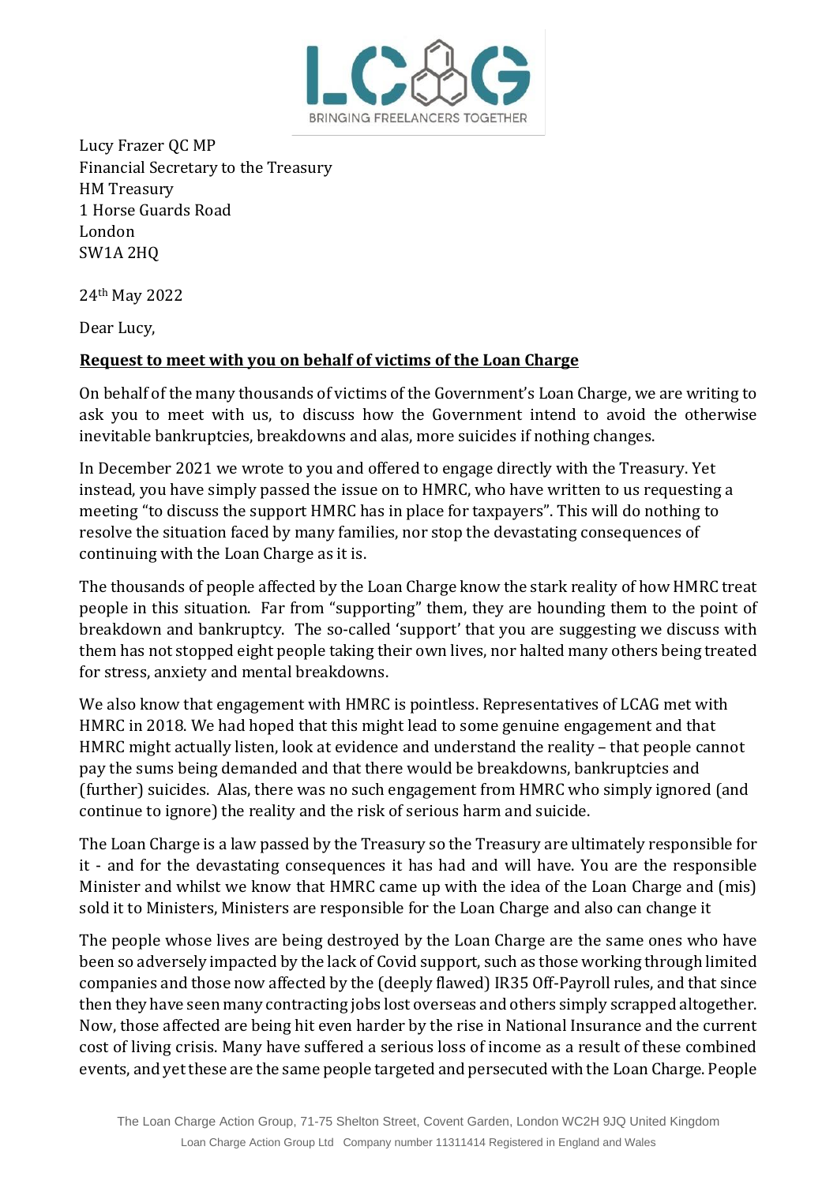LCAG
BRINGING FREELANCERS TOGETHER

Lucy Frazer QC MP
Financial Secretary to the Treasury
HM Treasury
1 Horse Guards Road
London
SW1A 2HQ

24th May 2022

Dear Lucy,

**Request to meet with you on behalf of victims of the Loan Charge**

On behalf of the many thousands of victims of the Government's Loan Charge, we are writing to ask you to meet with us, to discuss how the Government intend to avoid the otherwise inevitable bankruptcies, breakdowns and alas, more suicides if nothing changes.

In December 2021 we wrote to you and offered to engage directly with the Treasury. Yet instead, you have simply passed the issue on to HMRC, who have written to us requesting a meeting "to discuss the support HMRC has in place for taxpayers". This will do nothing to resolve the situation faced by many families, nor stop the devastating consequences of continuing with the Loan Charge as it is.

The thousands of people affected by the Loan Charge know the stark reality of how HMRC treat people in this situation. Far from "supporting" them, they are hounding them to the point of breakdown and bankruptcy. The so-called 'support' that you are suggesting we discuss with them has not stopped eight people taking their own lives, nor halted many others being treated for stress, anxiety and mental breakdowns.

We also know that engagement with HMRC is pointless. Representatives of LCAG met with HMRC in 2018. We had hoped that this might lead to some genuine engagement and that HMRC might actually listen, look at evidence and understand the reality – that people cannot pay the sums being demanded and that there would be breakdowns, bankruptcies and (further) suicides. Alas, there was no such engagement from HMRC who simply ignored (and continue to ignore) the reality and the risk of serious harm and suicide.

The Loan Charge is a law passed by the Treasury so the Treasury are ultimately responsible for it - and for the devastating consequences it has had and will have. You are the responsible Minister and whilst we know that HMRC came up with the idea of the Loan Charge and (mis) sold it to Ministers, Ministers are responsible for the Loan Charge and also can change it

The people whose lives are being destroyed by the Loan Charge are the same ones who have been so adversely impacted by the lack of Covid support, such as those working through limited companies and those now affected by the (deeply flawed) IR35 Off-Payroll rules, and that since then they have seen many contracting jobs lost overseas and others simply scrapped altogether. Now, those affected are being hit even harder by the rise in National Insurance and the current cost of living crisis. Many have suffered a serious loss of income as a result of these combined events, and yet these are the same people targeted and persecuted with the Loan Charge. People

The Loan Charge Action Group, 71-75 Shelton Street, Covent Garden, London WC2H 9JQ United Kingdom
Loan Charge Action Group Ltd Company number 11311414 Registered in England and Wales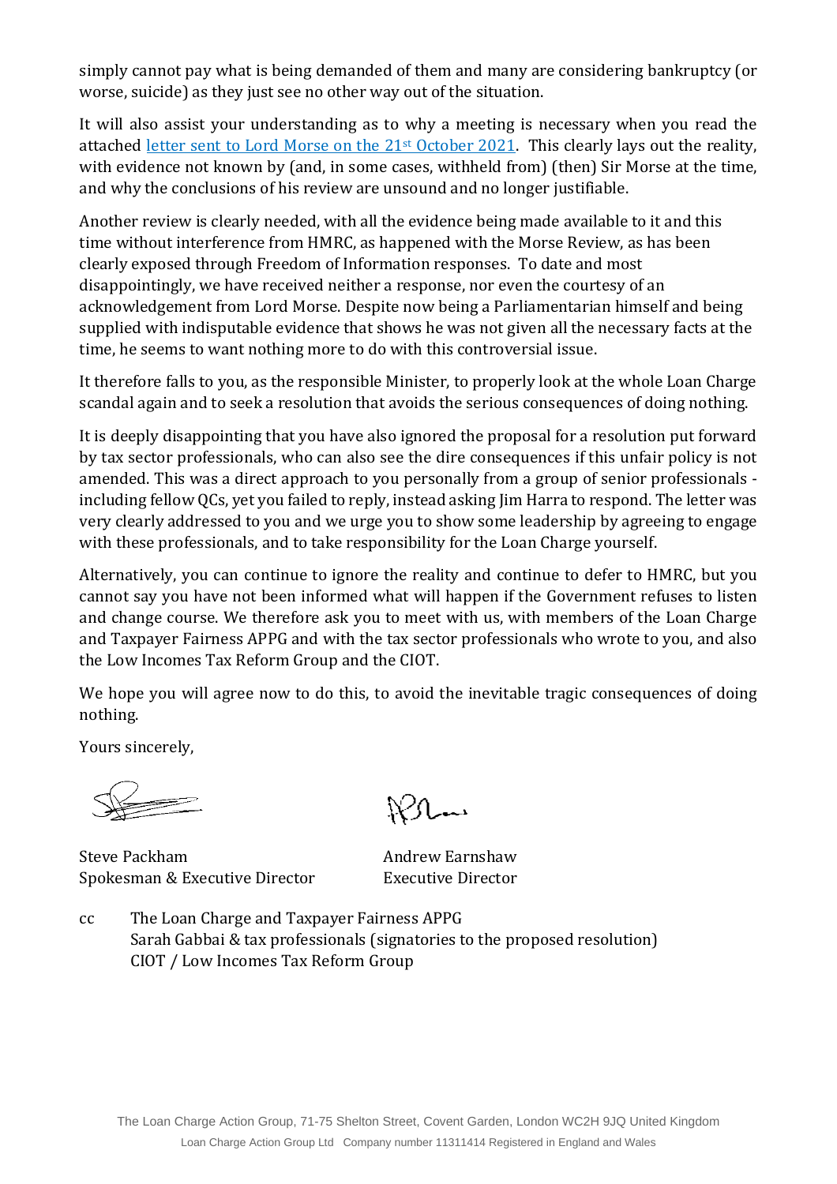simply cannot pay what is being demanded of them and many are considering bankruptcy (or worse, suicide) as they just see no other way out of the situation.

It will also assist your understanding as to why a meeting is necessary when you read the attached [letter sent to Lord Morse on the 21st October 2021](). This clearly lays out the reality, with evidence not known by (and, in some cases, withheld from) (then) Sir Morse at the time, and why the conclusions of his review are unsound and no longer justifiable.

Another review is clearly needed, with all the evidence being made available to it and this time without interference from HMRC, as happened with the Morse Review, as has been clearly exposed through Freedom of Information responses. To date and most disappointingly, we have received neither a response, nor even the courtesy of an acknowledgement from Lord Morse. Despite now being a Parliamentarian himself and being supplied with indisputable evidence that shows he was not given all the necessary facts at the time, he seems to want nothing more to do with this controversial issue.

It therefore falls to you, as the responsible Minister, to properly look at the whole Loan Charge scandal again and to seek a resolution that avoids the serious consequences of doing nothing.

It is deeply disappointing that you have also ignored the proposal for a resolution put forward by tax sector professionals, who can also see the dire consequences if this unfair policy is not amended. This was a direct approach to you personally from a group of senior professionals - including fellow QCs, yet you failed to reply, instead asking Jim Harra to respond. The letter was very clearly addressed to you and we urge you to show some leadership by agreeing to engage with these professionals, and to take responsibility for the Loan Charge yourself.

Alternatively, you can continue to ignore the reality and continue to defer to HMRC, but you cannot say you have not been informed what will happen if the Government refuses to listen and change course. We therefore ask you to meet with us, with members of the Loan Charge and Taxpayer Fairness APPG and with the tax sector professionals who wrote to you, and also the Low Incomes Tax Reform Group and the CIOT.

We hope you will agree now to do this, to avoid the inevitable tragic consequences of doing nothing.

Yours sincerely,

Steve Packham
Spokesman & Executive Director

Andrew Earnshaw
Executive Director

cc The Loan Charge and Taxpayer Fairness APPG
Sarah Gabbai & tax professionals (signatories to the proposed resolution)
CIOT / Low Incomes Tax Reform Group

The Loan Charge Action Group, 71-75 Shelton Street, Covent Garden, London WC2H 9JQ United Kingdom
Loan Charge Action Group Ltd Company number 11311414 Registered in England and Wales